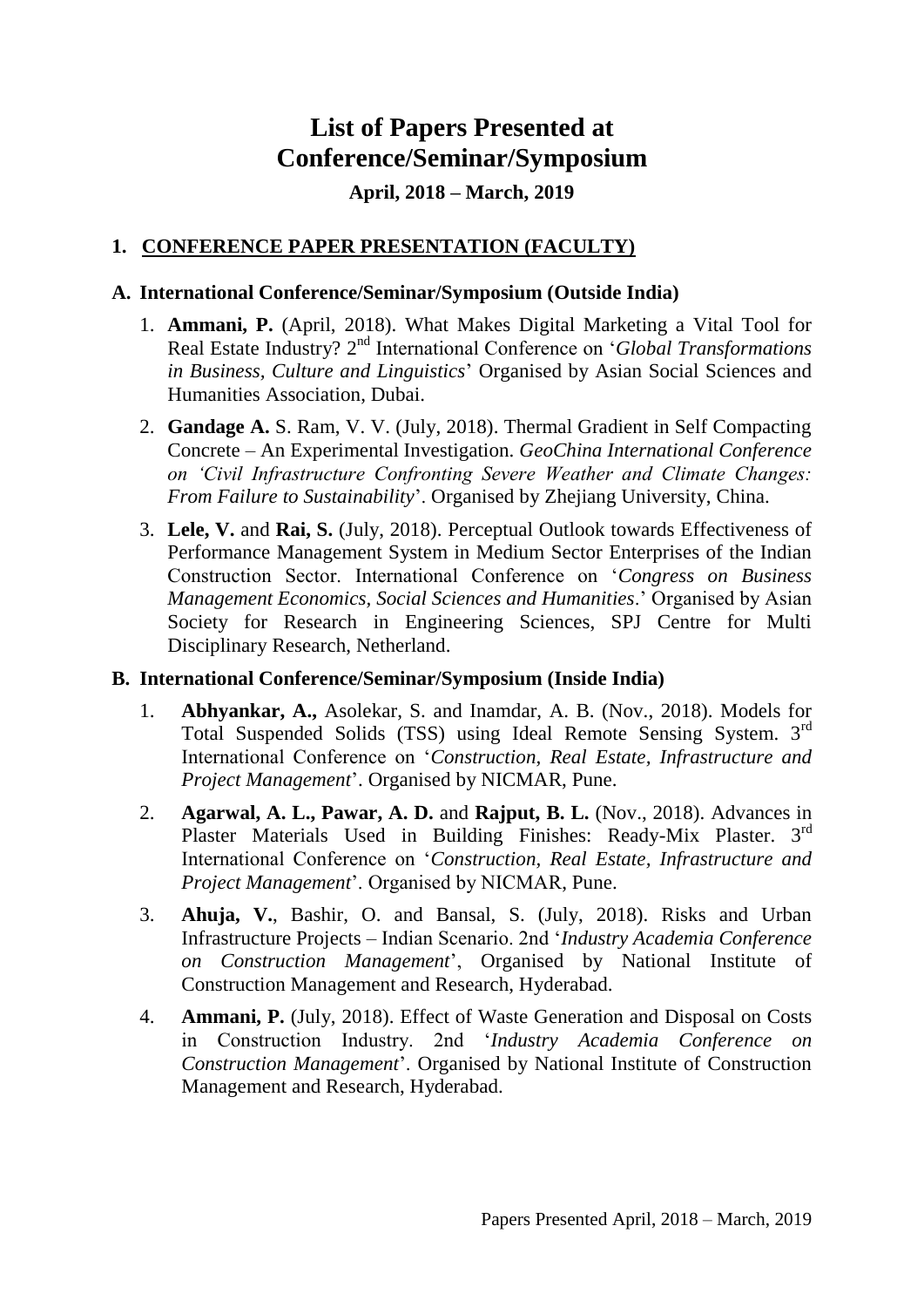# List of Papers Presented at Conference/Seminar/Symposium

### April, 2018 – March, 2019

## 1. CONFERENCE PAPER PRESENTATION (FACULTY)

### A. International Conference/Seminar/Symposium (Outside India)

1. **Ammani, P.** (April, 2018). What Makes Digital Marketing a Vital Tool for Real Estate Industry? 2nd International Conference on '*Global Transformations in Business, Culture and Linguistics*' Organised by Asian Social Sciences and Humanities Association, Dubai.
2. **Gandage A.** S. Ram, V. V. (July, 2018). Thermal Gradient in Self Compacting Concrete – An Experimental Investigation. *GeoChina International Conference on 'Civil Infrastructure Confronting Severe Weather and Climate Changes: From Failure to Sustainability*'. Organised by Zhejiang University, China.
3. **Lele, V.** and **Rai, S.** (July, 2018). Perceptual Outlook towards Effectiveness of Performance Management System in Medium Sector Enterprises of the Indian Construction Sector. International Conference on '*Congress on Business Management Economics, Social Sciences and Humanities*.' Organised by Asian Society for Research in Engineering Sciences, SPJ Centre for Multi Disciplinary Research, Netherland.

### B. International Conference/Seminar/Symposium (Inside India)

1. **Abhyankar, A.,** Asolekar, S. and Inamdar, A. B. (Nov., 2018). Models for Total Suspended Solids (TSS) using Ideal Remote Sensing System. 3rd International Conference on '*Construction, Real Estate, Infrastructure and Project Management*'. Organised by NICMAR, Pune.
2. **Agarwal, A. L., Pawar, A. D.** and **Rajput, B. L.** (Nov., 2018). Advances in Plaster Materials Used in Building Finishes: Ready-Mix Plaster. 3rd International Conference on '*Construction, Real Estate, Infrastructure and Project Management*'. Organised by NICMAR, Pune.
3. **Ahuja, V.**, Bashir, O. and Bansal, S. (July, 2018). Risks and Urban Infrastructure Projects – Indian Scenario. 2nd '*Industry Academia Conference on Construction Management*', Organised by National Institute of Construction Management and Research, Hyderabad.
4. **Ammani, P.** (July, 2018). Effect of Waste Generation and Disposal on Costs in Construction Industry. 2nd '*Industry Academia Conference on Construction Management*'. Organised by National Institute of Construction Management and Research, Hyderabad.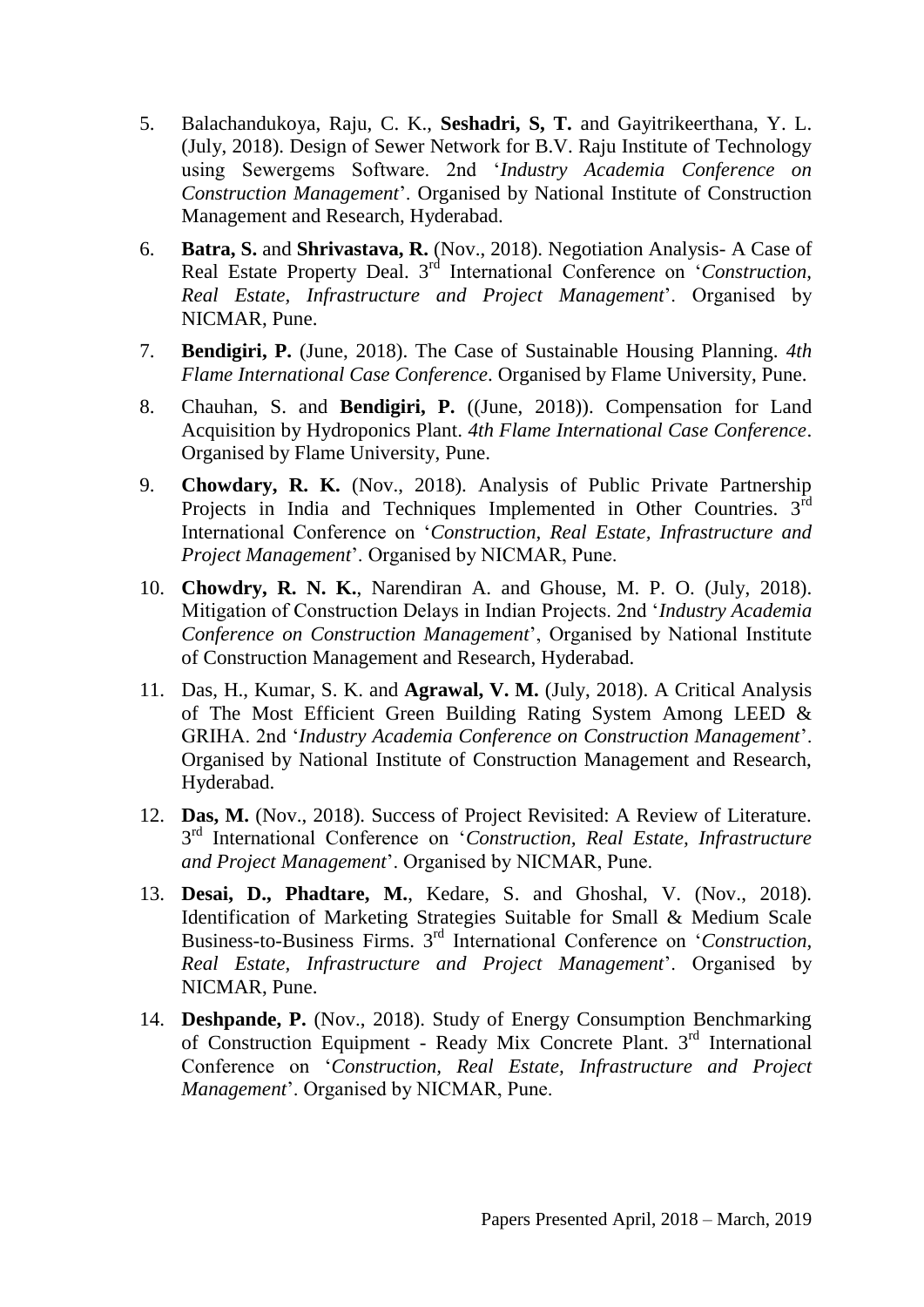5. Balachandukoya, Raju, C. K., **Seshadri, S, T.** and Gayitrikeerthana, Y. L. (July, 2018). Design of Sewer Network for B.V. Raju Institute of Technology using Sewergems Software. 2nd '*Industry Academia Conference on Construction Management*'. Organised by National Institute of Construction Management and Research, Hyderabad.

6. **Batra, S.** and **Shrivastava, R.** (Nov., 2018). Negotiation Analysis- A Case of Real Estate Property Deal. 3rd International Conference on '*Construction, Real Estate, Infrastructure and Project Management*'. Organised by NICMAR, Pune.

7. **Bendigiri, P.** (June, 2018). The Case of Sustainable Housing Planning. *4th Flame International Case Conference*. Organised by Flame University, Pune.

8. Chauhan, S. and **Bendigiri, P.** ((June, 2018)). Compensation for Land Acquisition by Hydroponics Plant. *4th Flame International Case Conference*. Organised by Flame University, Pune.

9. **Chowdary, R. K.** (Nov., 2018). Analysis of Public Private Partnership Projects in India and Techniques Implemented in Other Countries. 3rd International Conference on '*Construction, Real Estate, Infrastructure and Project Management*'. Organised by NICMAR, Pune.

10. **Chowdry, R. N. K.**, Narendiran A. and Ghouse, M. P. O. (July, 2018). Mitigation of Construction Delays in Indian Projects. 2nd '*Industry Academia Conference on Construction Management*', Organised by National Institute of Construction Management and Research, Hyderabad.

11. Das, H., Kumar, S. K. and **Agrawal, V. M.** (July, 2018). A Critical Analysis of The Most Efficient Green Building Rating System Among LEED & GRIHA. 2nd '*Industry Academia Conference on Construction Management*'. Organised by National Institute of Construction Management and Research, Hyderabad.

12. **Das, M.** (Nov., 2018). Success of Project Revisited: A Review of Literature. 3rd International Conference on '*Construction, Real Estate, Infrastructure and Project Management*'. Organised by NICMAR, Pune.

13. **Desai, D., Phadtare, M.**, Kedare, S. and Ghoshal, V. (Nov., 2018). Identification of Marketing Strategies Suitable for Small & Medium Scale Business-to-Business Firms. 3rd International Conference on '*Construction, Real Estate, Infrastructure and Project Management*'. Organised by NICMAR, Pune.

14. **Deshpande, P.** (Nov., 2018). Study of Energy Consumption Benchmarking of Construction Equipment - Ready Mix Concrete Plant. 3rd International Conference on '*Construction, Real Estate, Infrastructure and Project Management*'. Organised by NICMAR, Pune.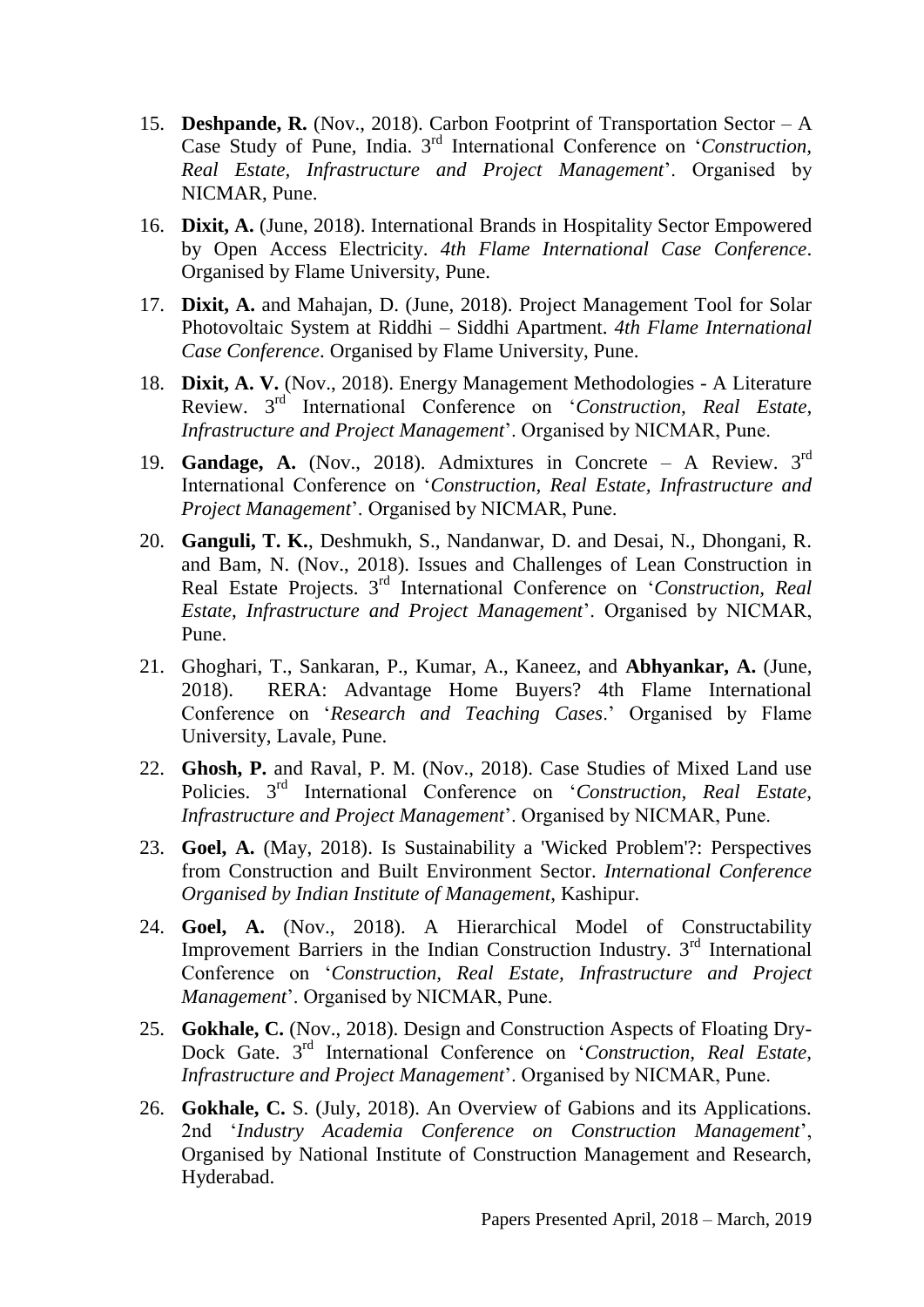15. **Deshpande, R.** (Nov., 2018). Carbon Footprint of Transportation Sector – A Case Study of Pune, India. 3rd International Conference on '*Construction, Real Estate, Infrastructure and Project Management*'. Organised by NICMAR, Pune.

16. **Dixit, A.** (June, 2018). International Brands in Hospitality Sector Empowered by Open Access Electricity. *4th Flame International Case Conference*. Organised by Flame University, Pune.

17. **Dixit, A.** and Mahajan, D. (June, 2018). Project Management Tool for Solar Photovoltaic System at Riddhi – Siddhi Apartment. *4th Flame International Case Conference*. Organised by Flame University, Pune.

18. **Dixit, A. V.** (Nov., 2018). Energy Management Methodologies - A Literature Review. 3rd International Conference on '*Construction, Real Estate, Infrastructure and Project Management*'. Organised by NICMAR, Pune.

19. **Gandage, A.** (Nov., 2018). Admixtures in Concrete – A Review. 3rd International Conference on '*Construction, Real Estate, Infrastructure and Project Management*'. Organised by NICMAR, Pune.

20. **Ganguli, T. K.**, Deshmukh, S., Nandanwar, D. and Desai, N., Dhongani, R. and Bam, N. (Nov., 2018). Issues and Challenges of Lean Construction in Real Estate Projects. 3rd International Conference on '*Construction, Real Estate, Infrastructure and Project Management*'. Organised by NICMAR, Pune.

21. Ghoghari, T., Sankaran, P., Kumar, A., Kaneez, and **Abhyankar, A.** (June, 2018). RERA: Advantage Home Buyers? 4th Flame International Conference on '*Research and Teaching Cases*.' Organised by Flame University, Lavale, Pune.

22. **Ghosh, P.** and Raval, P. M. (Nov., 2018). Case Studies of Mixed Land use Policies. 3rd International Conference on '*Construction, Real Estate, Infrastructure and Project Management*'. Organised by NICMAR, Pune.

23. **Goel, A.** (May, 2018). Is Sustainability a 'Wicked Problem'?: Perspectives from Construction and Built Environment Sector. *International Conference Organised by Indian Institute of Management*, Kashipur.

24. **Goel, A.** (Nov., 2018). A Hierarchical Model of Constructability Improvement Barriers in the Indian Construction Industry. 3rd International Conference on '*Construction, Real Estate, Infrastructure and Project Management*'. Organised by NICMAR, Pune.

25. **Gokhale, C.** (Nov., 2018). Design and Construction Aspects of Floating Dry-Dock Gate. 3rd International Conference on '*Construction, Real Estate, Infrastructure and Project Management*'. Organised by NICMAR, Pune.

26. **Gokhale, C.** S. (July, 2018). An Overview of Gabions and its Applications. 2nd '*Industry Academia Conference on Construction Management*', Organised by National Institute of Construction Management and Research, Hyderabad.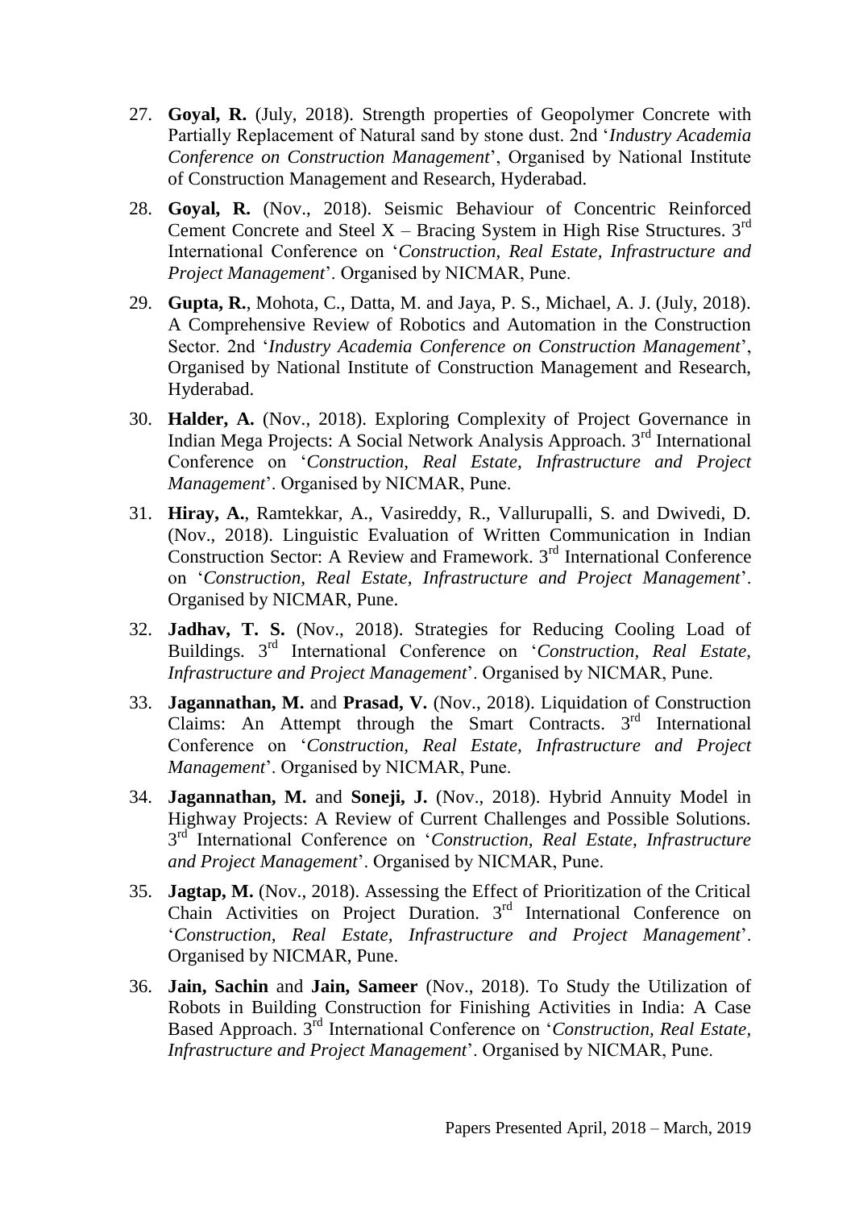27. **Goyal, R.** (July, 2018). Strength properties of Geopolymer Concrete with Partially Replacement of Natural sand by stone dust. 2nd '*Industry Academia Conference on Construction Management*', Organised by National Institute of Construction Management and Research, Hyderabad.

28. **Goyal, R.** (Nov., 2018). Seismic Behaviour of Concentric Reinforced Cement Concrete and Steel X – Bracing System in High Rise Structures. 3rd International Conference on '*Construction, Real Estate, Infrastructure and Project Management*'. Organised by NICMAR, Pune.

29. **Gupta, R.**, Mohota, C., Datta, M. and Jaya, P. S., Michael, A. J. (July, 2018). A Comprehensive Review of Robotics and Automation in the Construction Sector. 2nd '*Industry Academia Conference on Construction Management*', Organised by National Institute of Construction Management and Research, Hyderabad.

30. **Halder, A.** (Nov., 2018). Exploring Complexity of Project Governance in Indian Mega Projects: A Social Network Analysis Approach. 3rd International Conference on '*Construction, Real Estate, Infrastructure and Project Management*'. Organised by NICMAR, Pune.

31. **Hiray, A.**, Ramtekkar, A., Vasireddy, R., Vallurupalli, S. and Dwivedi, D. (Nov., 2018). Linguistic Evaluation of Written Communication in Indian Construction Sector: A Review and Framework. 3rd International Conference on '*Construction, Real Estate, Infrastructure and Project Management*'. Organised by NICMAR, Pune.

32. **Jadhav, T. S.** (Nov., 2018). Strategies for Reducing Cooling Load of Buildings. 3rd International Conference on '*Construction, Real Estate, Infrastructure and Project Management*'. Organised by NICMAR, Pune.

33. **Jagannathan, M.** and **Prasad, V.** (Nov., 2018). Liquidation of Construction Claims: An Attempt through the Smart Contracts. 3rd International Conference on '*Construction, Real Estate, Infrastructure and Project Management*'. Organised by NICMAR, Pune.

34. **Jagannathan, M.** and **Soneji, J.** (Nov., 2018). Hybrid Annuity Model in Highway Projects: A Review of Current Challenges and Possible Solutions. 3rd International Conference on '*Construction, Real Estate, Infrastructure and Project Management*'. Organised by NICMAR, Pune.

35. **Jagtap, M.** (Nov., 2018). Assessing the Effect of Prioritization of the Critical Chain Activities on Project Duration. 3rd International Conference on '*Construction, Real Estate, Infrastructure and Project Management*'. Organised by NICMAR, Pune.

36. **Jain, Sachin** and **Jain, Sameer** (Nov., 2018). To Study the Utilization of Robots in Building Construction for Finishing Activities in India: A Case Based Approach. 3rd International Conference on '*Construction, Real Estate, Infrastructure and Project Management*'. Organised by NICMAR, Pune.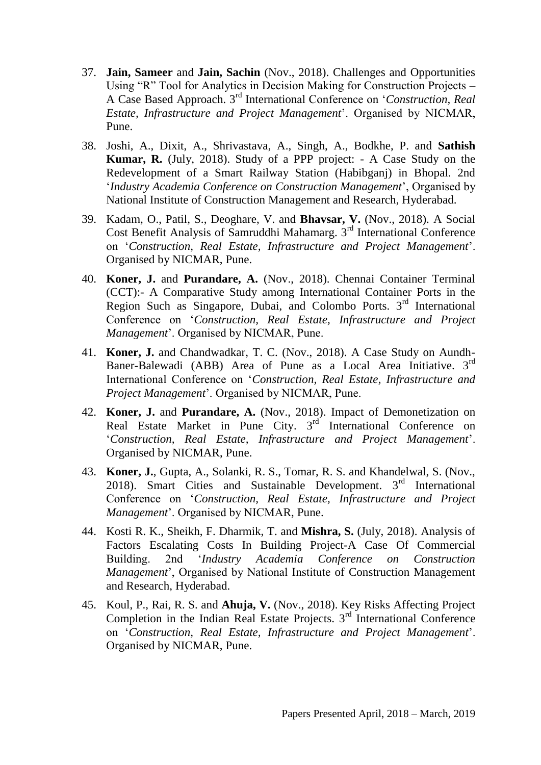37. **Jain, Sameer** and **Jain, Sachin** (Nov., 2018). Challenges and Opportunities Using "R" Tool for Analytics in Decision Making for Construction Projects – A Case Based Approach. 3rd International Conference on '*Construction, Real Estate, Infrastructure and Project Management*'. Organised by NICMAR, Pune.

38. Joshi, A., Dixit, A., Shrivastava, A., Singh, A., Bodkhe, P. and **Sathish Kumar, R.** (July, 2018). Study of a PPP project: - A Case Study on the Redevelopment of a Smart Railway Station (Habibganj) in Bhopal. 2nd '*Industry Academia Conference on Construction Management*', Organised by National Institute of Construction Management and Research, Hyderabad.

39. Kadam, O., Patil, S., Deoghare, V. and **Bhavsar, V.** (Nov., 2018). A Social Cost Benefit Analysis of Samruddhi Mahamarg. 3rd International Conference on '*Construction, Real Estate, Infrastructure and Project Management*'. Organised by NICMAR, Pune.

40. **Koner, J.** and **Purandare, A.** (Nov., 2018). Chennai Container Terminal (CCT):- A Comparative Study among International Container Ports in the Region Such as Singapore, Dubai, and Colombo Ports. 3rd International Conference on '*Construction, Real Estate, Infrastructure and Project Management*'. Organised by NICMAR, Pune.

41. **Koner, J.** and Chandwadkar, T. C. (Nov., 2018). A Case Study on Aundh-Baner-Balewadi (ABB) Area of Pune as a Local Area Initiative. 3rd International Conference on '*Construction, Real Estate, Infrastructure and Project Management*'. Organised by NICMAR, Pune.

42. **Koner, J.** and **Purandare, A.** (Nov., 2018). Impact of Demonetization on Real Estate Market in Pune City. 3rd International Conference on '*Construction, Real Estate, Infrastructure and Project Management*'. Organised by NICMAR, Pune.

43. **Koner, J.**, Gupta, A., Solanki, R. S., Tomar, R. S. and Khandelwal, S. (Nov., 2018). Smart Cities and Sustainable Development. 3rd International Conference on '*Construction, Real Estate, Infrastructure and Project Management*'. Organised by NICMAR, Pune.

44. Kosti R. K., Sheikh, F. Dharmik, T. and **Mishra, S.** (July, 2018). Analysis of Factors Escalating Costs In Building Project-A Case Of Commercial Building. 2nd '*Industry Academia Conference on Construction Management*', Organised by National Institute of Construction Management and Research, Hyderabad.

45. Koul, P., Rai, R. S. and **Ahuja, V.** (Nov., 2018). Key Risks Affecting Project Completion in the Indian Real Estate Projects. 3rd International Conference on '*Construction, Real Estate, Infrastructure and Project Management*'. Organised by NICMAR, Pune.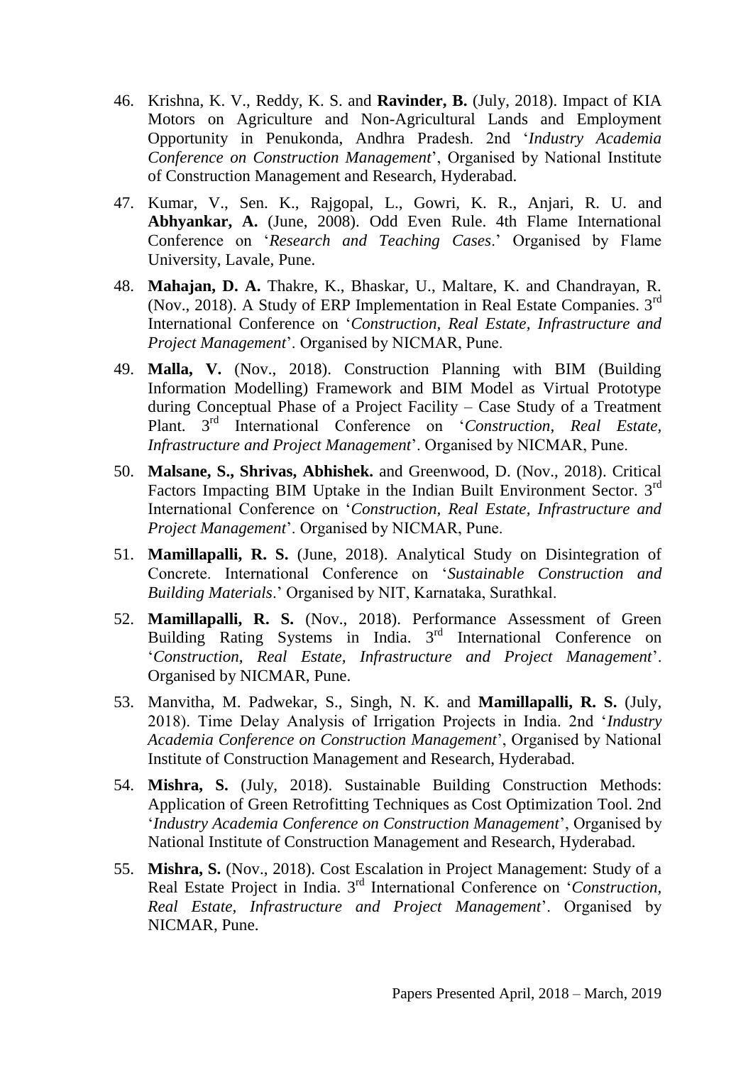46. Krishna, K. V., Reddy, K. S. and **Ravinder, B.** (July, 2018). Impact of KIA Motors on Agriculture and Non-Agricultural Lands and Employment Opportunity in Penukonda, Andhra Pradesh. 2nd '*Industry Academia Conference on Construction Management*', Organised by National Institute of Construction Management and Research, Hyderabad.

47. Kumar, V., Sen. K., Rajgopal, L., Gowri, K. R., Anjari, R. U. and **Abhyankar, A.** (June, 2008). Odd Even Rule. 4th Flame International Conference on '*Research and Teaching Cases*.' Organised by Flame University, Lavale, Pune.

48. **Mahajan, D. A.** Thakre, K., Bhaskar, U., Maltare, K. and Chandrayan, R. (Nov., 2018). A Study of ERP Implementation in Real Estate Companies. 3rd International Conference on '*Construction, Real Estate, Infrastructure and Project Management*'. Organised by NICMAR, Pune.

49. **Malla, V.** (Nov., 2018). Construction Planning with BIM (Building Information Modelling) Framework and BIM Model as Virtual Prototype during Conceptual Phase of a Project Facility – Case Study of a Treatment Plant. 3rd International Conference on '*Construction, Real Estate, Infrastructure and Project Management*'. Organised by NICMAR, Pune.

50. **Malsane, S., Shrivas, Abhishek.** and Greenwood, D. (Nov., 2018). Critical Factors Impacting BIM Uptake in the Indian Built Environment Sector. 3rd International Conference on '*Construction, Real Estate, Infrastructure and Project Management*'. Organised by NICMAR, Pune.

51. **Mamillapalli, R. S.** (June, 2018). Analytical Study on Disintegration of Concrete. International Conference on '*Sustainable Construction and Building Materials*.' Organised by NIT, Karnataka, Surathkal.

52. **Mamillapalli, R. S.** (Nov., 2018). Performance Assessment of Green Building Rating Systems in India. 3rd International Conference on '*Construction, Real Estate, Infrastructure and Project Management*'. Organised by NICMAR, Pune.

53. Manvitha, M. Padwekar, S., Singh, N. K. and **Mamillapalli, R. S.** (July, 2018). Time Delay Analysis of Irrigation Projects in India. 2nd '*Industry Academia Conference on Construction Management*', Organised by National Institute of Construction Management and Research, Hyderabad.

54. **Mishra, S.** (July, 2018). Sustainable Building Construction Methods: Application of Green Retrofitting Techniques as Cost Optimization Tool. 2nd '*Industry Academia Conference on Construction Management*', Organised by National Institute of Construction Management and Research, Hyderabad.

55. **Mishra, S.** (Nov., 2018). Cost Escalation in Project Management: Study of a Real Estate Project in India. 3rd International Conference on '*Construction, Real Estate, Infrastructure and Project Management*'. Organised by NICMAR, Pune.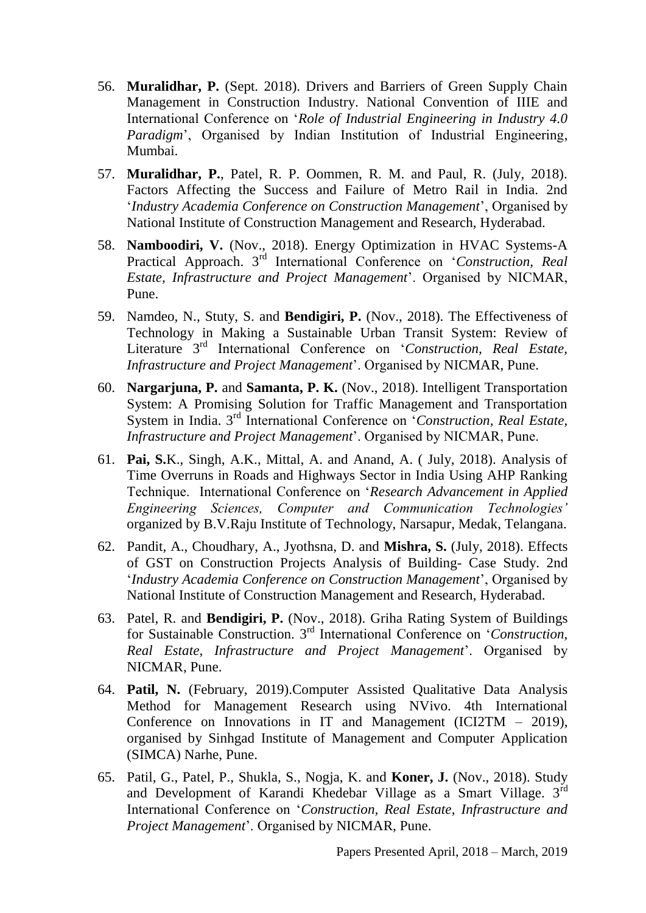56. **Muralidhar, P.** (Sept. 2018). Drivers and Barriers of Green Supply Chain Management in Construction Industry. National Convention of IIIE and International Conference on '*Role of Industrial Engineering in Industry 4.0 Paradigm*', Organised by Indian Institution of Industrial Engineering, Mumbai.

57. **Muralidhar, P.**, Patel, R. P. Oommen, R. M. and Paul, R. (July, 2018). Factors Affecting the Success and Failure of Metro Rail in India. 2nd '*Industry Academia Conference on Construction Management*', Organised by National Institute of Construction Management and Research, Hyderabad.

58. **Namboodiri, V.** (Nov., 2018). Energy Optimization in HVAC Systems-A Practical Approach. 3rd International Conference on '*Construction, Real Estate, Infrastructure and Project Management*'. Organised by NICMAR, Pune.

59. Namdeo, N., Stuty, S. and **Bendigiri, P.** (Nov., 2018). The Effectiveness of Technology in Making a Sustainable Urban Transit System: Review of Literature 3rd International Conference on '*Construction, Real Estate, Infrastructure and Project Management*'. Organised by NICMAR, Pune.

60. **Nargarjuna, P.** and **Samanta, P. K.** (Nov., 2018). Intelligent Transportation System: A Promising Solution for Traffic Management and Transportation System in India. 3rd International Conference on '*Construction, Real Estate, Infrastructure and Project Management*'. Organised by NICMAR, Pune.

61. **Pai, S.**K., Singh, A.K., Mittal, A. and Anand, A. ( July, 2018). Analysis of Time Overruns in Roads and Highways Sector in India Using AHP Ranking Technique. International Conference on '*Research Advancement in Applied Engineering Sciences, Computer and Communication Technologies'* organized by B.V.Raju Institute of Technology, Narsapur, Medak, Telangana.

62. Pandit, A., Choudhary, A., Jyothsna, D. and **Mishra, S.** (July, 2018). Effects of GST on Construction Projects Analysis of Building- Case Study. 2nd '*Industry Academia Conference on Construction Management*', Organised by National Institute of Construction Management and Research, Hyderabad.

63. Patel, R. and **Bendigiri, P.** (Nov., 2018). Griha Rating System of Buildings for Sustainable Construction. 3rd International Conference on '*Construction, Real Estate, Infrastructure and Project Management*'. Organised by NICMAR, Pune.

64. **Patil, N.** (February, 2019).Computer Assisted Qualitative Data Analysis Method for Management Research using NVivo. 4th International Conference on Innovations in IT and Management (ICI2TM – 2019), organised by Sinhgad Institute of Management and Computer Application (SIMCA) Narhe, Pune.

65. Patil, G., Patel, P., Shukla, S., Nogja, K. and **Koner, J.** (Nov., 2018). Study and Development of Karandi Khedebar Village as a Smart Village. 3rd International Conference on '*Construction, Real Estate, Infrastructure and Project Management*'. Organised by NICMAR, Pune.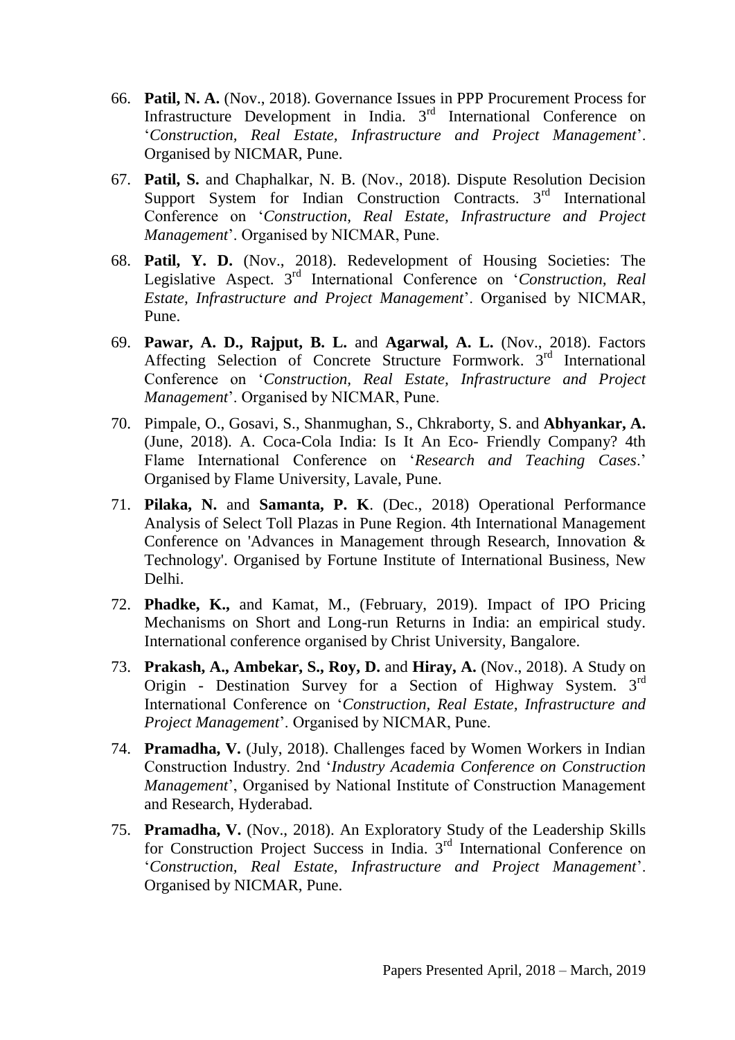66. **Patil, N. A.** (Nov., 2018). Governance Issues in PPP Procurement Process for Infrastructure Development in India. 3rd International Conference on '*Construction, Real Estate, Infrastructure and Project Management*'. Organised by NICMAR, Pune.

67. **Patil, S.** and Chaphalkar, N. B. (Nov., 2018). Dispute Resolution Decision Support System for Indian Construction Contracts. 3rd International Conference on '*Construction, Real Estate, Infrastructure and Project Management*'. Organised by NICMAR, Pune.

68. **Patil, Y. D.** (Nov., 2018). Redevelopment of Housing Societies: The Legislative Aspect. 3rd International Conference on '*Construction, Real Estate, Infrastructure and Project Management*'. Organised by NICMAR, Pune.

69. **Pawar, A. D., Rajput, B. L.** and **Agarwal, A. L.** (Nov., 2018). Factors Affecting Selection of Concrete Structure Formwork. 3rd International Conference on '*Construction, Real Estate, Infrastructure and Project Management*'. Organised by NICMAR, Pune.

70. Pimpale, O., Gosavi, S., Shanmughan, S., Chkraborty, S. and **Abhyankar, A.** (June, 2018). A. Coca-Cola India: Is It An Eco- Friendly Company? 4th Flame International Conference on '*Research and Teaching Cases*.' Organised by Flame University, Lavale, Pune.

71. **Pilaka, N.** and **Samanta, P. K**. (Dec., 2018) Operational Performance Analysis of Select Toll Plazas in Pune Region. 4th International Management Conference on 'Advances in Management through Research, Innovation & Technology'. Organised by Fortune Institute of International Business, New Delhi.

72. **Phadke, K.,** and Kamat, M., (February, 2019). Impact of IPO Pricing Mechanisms on Short and Long-run Returns in India: an empirical study. International conference organised by Christ University, Bangalore.

73. **Prakash, A., Ambekar, S., Roy, D.** and **Hiray, A.** (Nov., 2018). A Study on Origin - Destination Survey for a Section of Highway System. 3rd International Conference on '*Construction, Real Estate, Infrastructure and Project Management*'. Organised by NICMAR, Pune.

74. **Pramadha, V.** (July, 2018). Challenges faced by Women Workers in Indian Construction Industry. 2nd '*Industry Academia Conference on Construction Management*', Organised by National Institute of Construction Management and Research, Hyderabad.

75. **Pramadha, V.** (Nov., 2018). An Exploratory Study of the Leadership Skills for Construction Project Success in India. 3rd International Conference on '*Construction, Real Estate, Infrastructure and Project Management*'. Organised by NICMAR, Pune.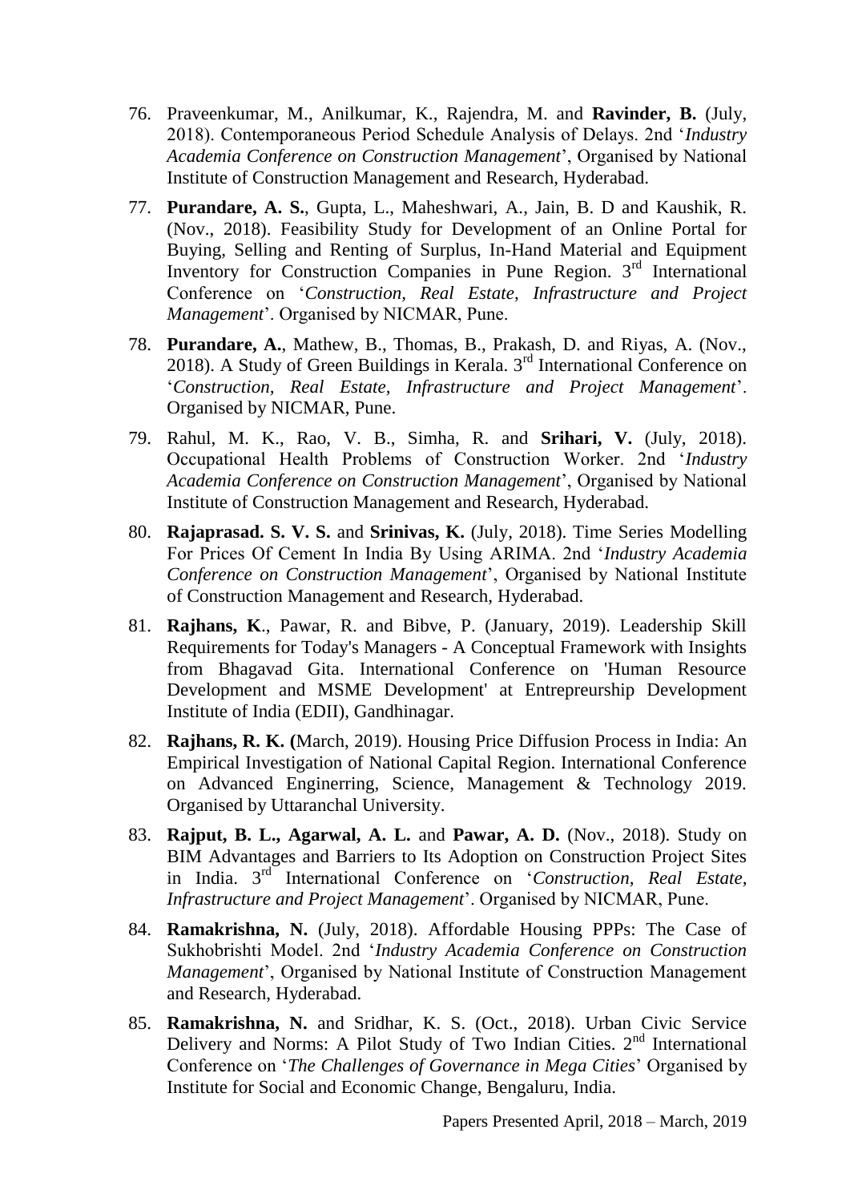76. Praveenkumar, M., Anilkumar, K., Rajendra, M. and **Ravinder, B.** (July, 2018). Contemporaneous Period Schedule Analysis of Delays. 2nd '*Industry Academia Conference on Construction Management*', Organised by National Institute of Construction Management and Research, Hyderabad.

77. **Purandare, A. S.**, Gupta, L., Maheshwari, A., Jain, B. D and Kaushik, R. (Nov., 2018). Feasibility Study for Development of an Online Portal for Buying, Selling and Renting of Surplus, In-Hand Material and Equipment Inventory for Construction Companies in Pune Region. 3rd International Conference on '*Construction, Real Estate, Infrastructure and Project Management*'. Organised by NICMAR, Pune.

78. **Purandare, A.**, Mathew, B., Thomas, B., Prakash, D. and Riyas, A. (Nov., 2018). A Study of Green Buildings in Kerala. 3rd International Conference on '*Construction, Real Estate, Infrastructure and Project Management*'. Organised by NICMAR, Pune.

79. Rahul, M. K., Rao, V. B., Simha, R. and **Srihari, V.** (July, 2018). Occupational Health Problems of Construction Worker. 2nd '*Industry Academia Conference on Construction Management*', Organised by National Institute of Construction Management and Research, Hyderabad.

80. **Rajaprasad. S. V. S.** and **Srinivas, K.** (July, 2018). Time Series Modelling For Prices Of Cement In India By Using ARIMA. 2nd '*Industry Academia Conference on Construction Management*', Organised by National Institute of Construction Management and Research, Hyderabad.

81. **Rajhans, K**., Pawar, R. and Bibve, P. (January, 2019). Leadership Skill Requirements for Today's Managers - A Conceptual Framework with Insights from Bhagavad Gita. International Conference on 'Human Resource Development and MSME Development' at Entrepreurship Development Institute of India (EDII), Gandhinagar.

82. **Rajhans, R. K. (**March, 2019). Housing Price Diffusion Process in India: An Empirical Investigation of National Capital Region. International Conference on Advanced Enginerring, Science, Management & Technology 2019. Organised by Uttaranchal University.

83. **Rajput, B. L., Agarwal, A. L.** and **Pawar, A. D.** (Nov., 2018). Study on BIM Advantages and Barriers to Its Adoption on Construction Project Sites in India. 3rd International Conference on '*Construction, Real Estate, Infrastructure and Project Management*'. Organised by NICMAR, Pune.

84. **Ramakrishna, N.** (July, 2018). Affordable Housing PPPs: The Case of Sukhobrishti Model. 2nd '*Industry Academia Conference on Construction Management*', Organised by National Institute of Construction Management and Research, Hyderabad.

85. **Ramakrishna, N.** and Sridhar, K. S. (Oct., 2018). Urban Civic Service Delivery and Norms: A Pilot Study of Two Indian Cities. 2nd International Conference on '*The Challenges of Governance in Mega Cities*' Organised by Institute for Social and Economic Change, Bengaluru, India.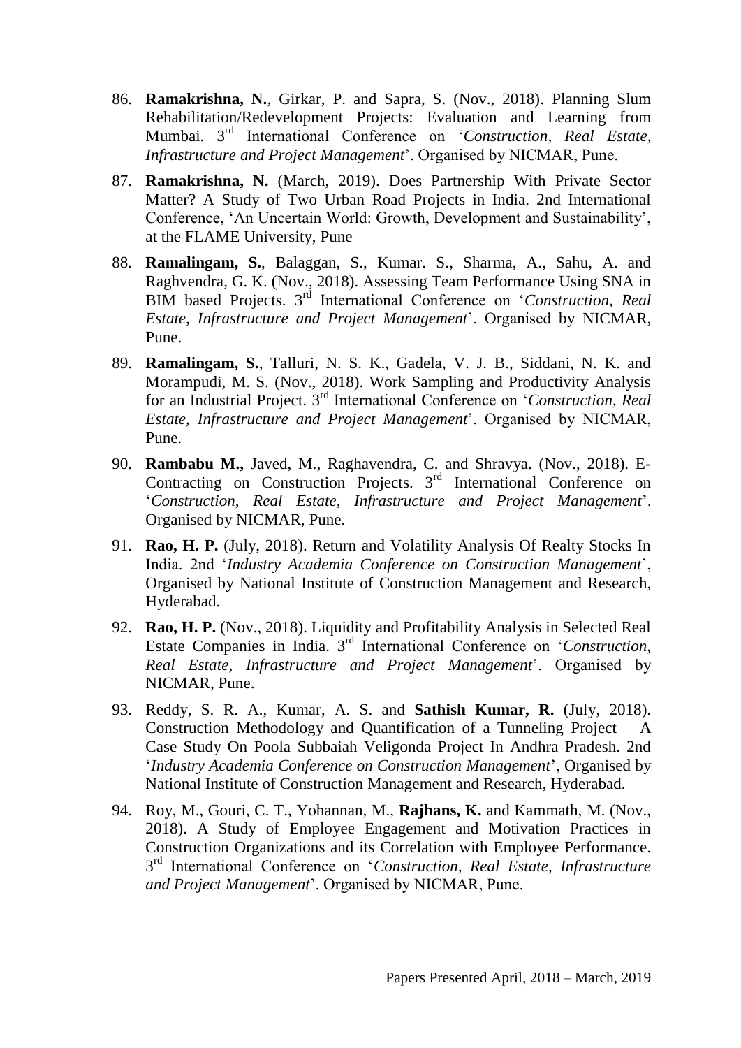86. **Ramakrishna, N.**, Girkar, P. and Sapra, S. (Nov., 2018). Planning Slum Rehabilitation/Redevelopment Projects: Evaluation and Learning from Mumbai. 3rd International Conference on '*Construction, Real Estate, Infrastructure and Project Management*'. Organised by NICMAR, Pune.

87. **Ramakrishna, N.** (March, 2019). Does Partnership With Private Sector Matter? A Study of Two Urban Road Projects in India. 2nd International Conference, 'An Uncertain World: Growth, Development and Sustainability', at the FLAME University, Pune

88. **Ramalingam, S.**, Balaggan, S., Kumar. S., Sharma, A., Sahu, A. and Raghvendra, G. K. (Nov., 2018). Assessing Team Performance Using SNA in BIM based Projects. 3rd International Conference on '*Construction, Real Estate, Infrastructure and Project Management*'. Organised by NICMAR, Pune.

89. **Ramalingam, S.**, Talluri, N. S. K., Gadela, V. J. B., Siddani, N. K. and Morampudi, M. S. (Nov., 2018). Work Sampling and Productivity Analysis for an Industrial Project. 3rd International Conference on '*Construction, Real Estate, Infrastructure and Project Management*'. Organised by NICMAR, Pune.

90. **Rambabu M.,** Javed, M., Raghavendra, C. and Shravya. (Nov., 2018). E-Contracting on Construction Projects. 3rd International Conference on '*Construction, Real Estate, Infrastructure and Project Management*'. Organised by NICMAR, Pune.

91. **Rao, H. P.** (July, 2018). Return and Volatility Analysis Of Realty Stocks In India. 2nd '*Industry Academia Conference on Construction Management*', Organised by National Institute of Construction Management and Research, Hyderabad.

92. **Rao, H. P.** (Nov., 2018). Liquidity and Profitability Analysis in Selected Real Estate Companies in India. 3rd International Conference on '*Construction, Real Estate, Infrastructure and Project Management*'. Organised by NICMAR, Pune.

93. Reddy, S. R. A., Kumar, A. S. and **Sathish Kumar, R.** (July, 2018). Construction Methodology and Quantification of a Tunneling Project – A Case Study On Poola Subbaiah Veligonda Project In Andhra Pradesh. 2nd '*Industry Academia Conference on Construction Management*', Organised by National Institute of Construction Management and Research, Hyderabad.

94. Roy, M., Gouri, C. T., Yohannan, M., **Rajhans, K.** and Kammath, M. (Nov., 2018). A Study of Employee Engagement and Motivation Practices in Construction Organizations and its Correlation with Employee Performance. 3rd International Conference on '*Construction, Real Estate, Infrastructure and Project Management*'. Organised by NICMAR, Pune.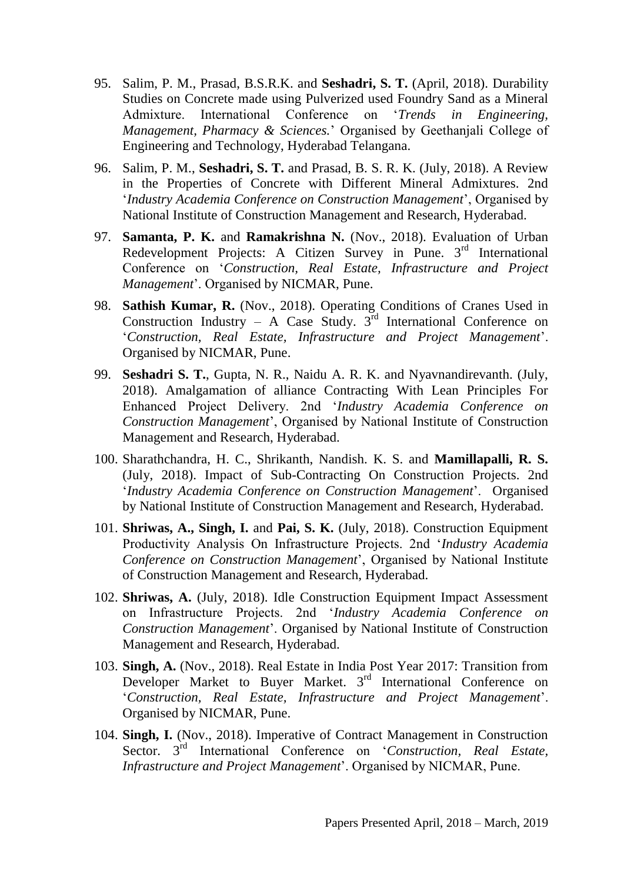95. Salim, P. M., Prasad, B.S.R.K. and **Seshadri, S. T.** (April, 2018). Durability Studies on Concrete made using Pulverized used Foundry Sand as a Mineral Admixture. International Conference on '*Trends in Engineering, Management, Pharmacy & Sciences.*' Organised by Geethanjali College of Engineering and Technology, Hyderabad Telangana.

96. Salim, P. M., **Seshadri, S. T.** and Prasad, B. S. R. K. (July, 2018). A Review in the Properties of Concrete with Different Mineral Admixtures. 2nd '*Industry Academia Conference on Construction Management*', Organised by National Institute of Construction Management and Research, Hyderabad.

97. **Samanta, P. K.** and **Ramakrishna N.** (Nov., 2018). Evaluation of Urban Redevelopment Projects: A Citizen Survey in Pune. 3rd International Conference on '*Construction, Real Estate, Infrastructure and Project Management*'. Organised by NICMAR, Pune.

98. **Sathish Kumar, R.** (Nov., 2018). Operating Conditions of Cranes Used in Construction Industry – A Case Study. 3rd International Conference on '*Construction, Real Estate, Infrastructure and Project Management*'. Organised by NICMAR, Pune.

99. **Seshadri S. T.**, Gupta, N. R., Naidu A. R. K. and Nyavnandirevanth. (July, 2018). Amalgamation of alliance Contracting With Lean Principles For Enhanced Project Delivery. 2nd '*Industry Academia Conference on Construction Management*', Organised by National Institute of Construction Management and Research, Hyderabad.

100. Sharathchandra, H. C., Shrikanth, Nandish. K. S. and **Mamillapalli, R. S.** (July, 2018). Impact of Sub-Contracting On Construction Projects. 2nd '*Industry Academia Conference on Construction Management*'. Organised by National Institute of Construction Management and Research, Hyderabad.

101. **Shriwas, A., Singh, I.** and **Pai, S. K.** (July, 2018). Construction Equipment Productivity Analysis On Infrastructure Projects. 2nd '*Industry Academia Conference on Construction Management*', Organised by National Institute of Construction Management and Research, Hyderabad.

102. **Shriwas, A.** (July, 2018). Idle Construction Equipment Impact Assessment on Infrastructure Projects. 2nd '*Industry Academia Conference on Construction Management*'. Organised by National Institute of Construction Management and Research, Hyderabad.

103. **Singh, A.** (Nov., 2018). Real Estate in India Post Year 2017: Transition from Developer Market to Buyer Market. 3rd International Conference on '*Construction, Real Estate, Infrastructure and Project Management*'. Organised by NICMAR, Pune.

104. **Singh, I.** (Nov., 2018). Imperative of Contract Management in Construction Sector. 3rd International Conference on '*Construction, Real Estate, Infrastructure and Project Management*'. Organised by NICMAR, Pune.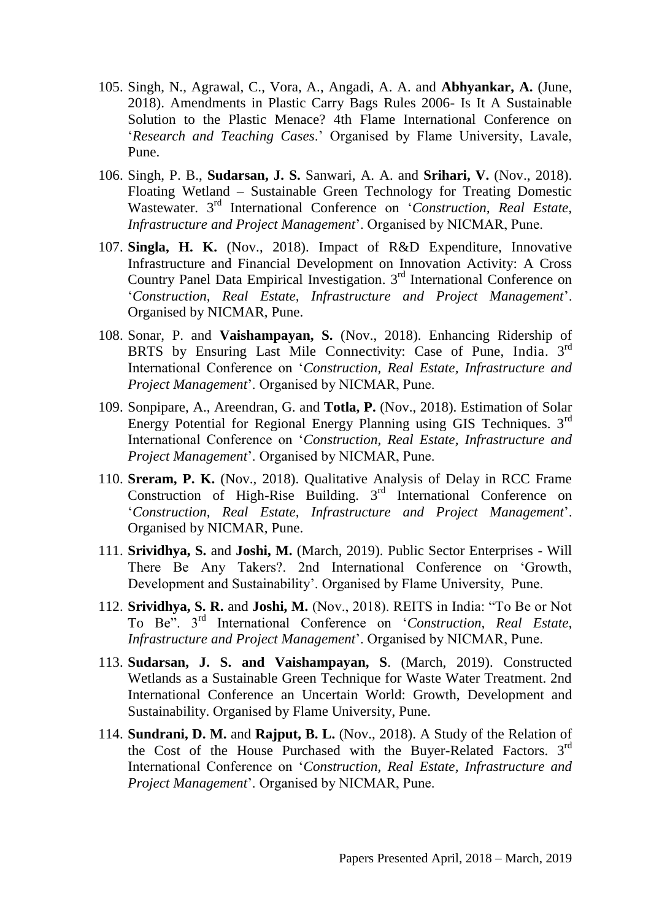105. Singh, N., Agrawal, C., Vora, A., Angadi, A. A. and **Abhyankar, A.** (June, 2018). Amendments in Plastic Carry Bags Rules 2006- Is It A Sustainable Solution to the Plastic Menace? 4th Flame International Conference on '*Research and Teaching Cases*.' Organised by Flame University, Lavale, Pune.

106. Singh, P. B., **Sudarsan, J. S.** Sanwari, A. A. and **Srihari, V.** (Nov., 2018). Floating Wetland – Sustainable Green Technology for Treating Domestic Wastewater. 3rd International Conference on '*Construction, Real Estate, Infrastructure and Project Management*'. Organised by NICMAR, Pune.

107. **Singla, H. K.** (Nov., 2018). Impact of R&D Expenditure, Innovative Infrastructure and Financial Development on Innovation Activity: A Cross Country Panel Data Empirical Investigation. 3rd International Conference on '*Construction, Real Estate, Infrastructure and Project Management*'. Organised by NICMAR, Pune.

108. Sonar, P. and **Vaishampayan, S.** (Nov., 2018). Enhancing Ridership of BRTS by Ensuring Last Mile Connectivity: Case of Pune, India. 3rd International Conference on '*Construction, Real Estate, Infrastructure and Project Management*'. Organised by NICMAR, Pune.

109. Sonpipare, A., Areendran, G. and **Totla, P.** (Nov., 2018). Estimation of Solar Energy Potential for Regional Energy Planning using GIS Techniques. 3rd International Conference on '*Construction, Real Estate, Infrastructure and Project Management*'. Organised by NICMAR, Pune.

110. **Sreram, P. K.** (Nov., 2018). Qualitative Analysis of Delay in RCC Frame Construction of High-Rise Building. 3rd International Conference on '*Construction, Real Estate, Infrastructure and Project Management*'. Organised by NICMAR, Pune.

111. **Srividhya, S.** and **Joshi, M.** (March, 2019). Public Sector Enterprises - Will There Be Any Takers?. 2nd International Conference on 'Growth, Development and Sustainability'. Organised by Flame University, Pune.

112. **Srividhya, S. R.** and **Joshi, M.** (Nov., 2018). REITS in India: "To Be or Not To Be". 3rd International Conference on '*Construction, Real Estate, Infrastructure and Project Management*'. Organised by NICMAR, Pune.

113. **Sudarsan, J. S. and Vaishampayan, S**. (March, 2019). Constructed Wetlands as a Sustainable Green Technique for Waste Water Treatment. 2nd International Conference an Uncertain World: Growth, Development and Sustainability. Organised by Flame University, Pune.

114. **Sundrani, D. M.** and **Rajput, B. L.** (Nov., 2018). A Study of the Relation of the Cost of the House Purchased with the Buyer-Related Factors. 3rd International Conference on '*Construction, Real Estate, Infrastructure and Project Management*'. Organised by NICMAR, Pune.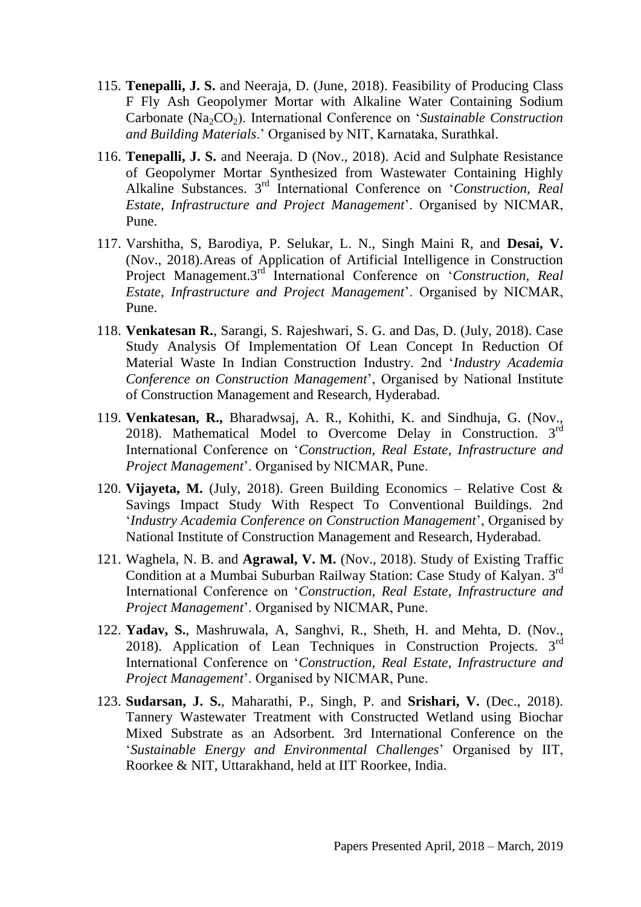115. **Tenepalli, J. S.** and Neeraja, D. (June, 2018). Feasibility of Producing Class F Fly Ash Geopolymer Mortar with Alkaline Water Containing Sodium Carbonate ($Na_2CO_2$). International Conference on '*Sustainable Construction and Building Materials*.' Organised by NIT, Karnataka, Surathkal.

116. **Tenepalli, J. S.** and Neeraja. D (Nov., 2018). Acid and Sulphate Resistance of Geopolymer Mortar Synthesized from Wastewater Containing Highly Alkaline Substances. 3rd International Conference on '*Construction, Real Estate, Infrastructure and Project Management*'. Organised by NICMAR, Pune.

117. Varshitha, S, Barodiya, P. Selukar, L. N., Singh Maini R, and **Desai, V.** (Nov., 2018).Areas of Application of Artificial Intelligence in Construction Project Management.3rd International Conference on '*Construction, Real Estate, Infrastructure and Project Management*'. Organised by NICMAR, Pune.

118. **Venkatesan R.**, Sarangi, S. Rajeshwari, S. G. and Das, D. (July, 2018). Case Study Analysis Of Implementation Of Lean Concept In Reduction Of Material Waste In Indian Construction Industry. 2nd '*Industry Academia Conference on Construction Management*', Organised by National Institute of Construction Management and Research, Hyderabad.

119. **Venkatesan, R.,** Bharadwsaj, A. R., Kohithi, K. and Sindhuja, G. (Nov., 2018). Mathematical Model to Overcome Delay in Construction. 3rd International Conference on '*Construction, Real Estate, Infrastructure and Project Management*'. Organised by NICMAR, Pune.

120. **Vijayeta, M.** (July, 2018). Green Building Economics – Relative Cost & Savings Impact Study With Respect To Conventional Buildings. 2nd '*Industry Academia Conference on Construction Management*', Organised by National Institute of Construction Management and Research, Hyderabad.

121. Waghela, N. B. and **Agrawal, V. M.** (Nov., 2018). Study of Existing Traffic Condition at a Mumbai Suburban Railway Station: Case Study of Kalyan. 3rd International Conference on '*Construction, Real Estate, Infrastructure and Project Management*'. Organised by NICMAR, Pune.

122. **Yadav, S.**, Mashruwala, A, Sanghvi, R., Sheth, H. and Mehta, D. (Nov., 2018). Application of Lean Techniques in Construction Projects. 3rd International Conference on '*Construction, Real Estate, Infrastructure and Project Management*'. Organised by NICMAR, Pune.

123. **Sudarsan, J. S.**, Maharathi, P., Singh, P. and **Srishari, V.** (Dec., 2018). Tannery Wastewater Treatment with Constructed Wetland using Biochar Mixed Substrate as an Adsorbent. 3rd International Conference on the '*Sustainable Energy and Environmental Challenges*' Organised by IIT, Roorkee & NIT, Uttarakhand, held at IIT Roorkee, India.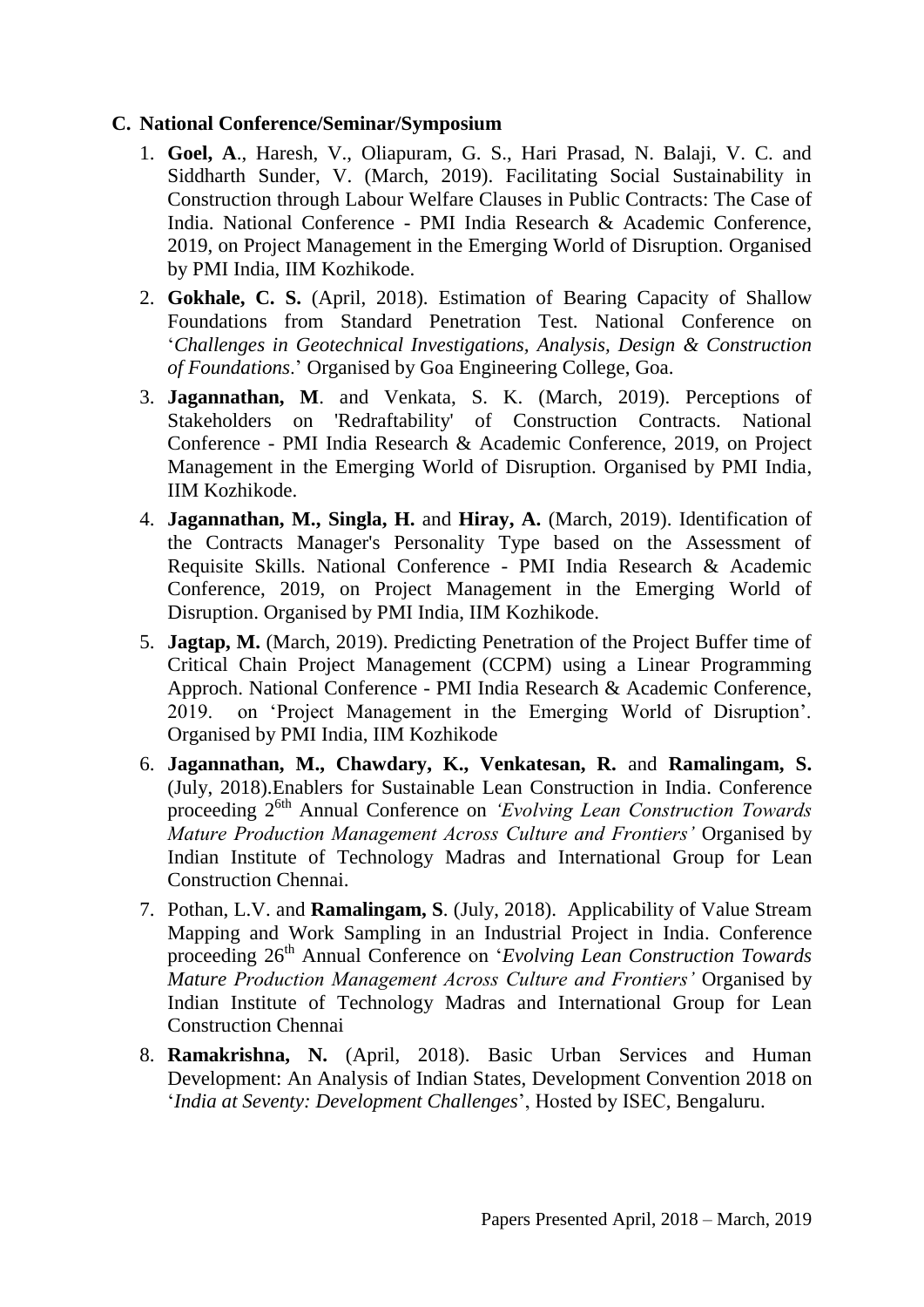## C. National Conference/Seminar/Symposium

1. **Goel, A**., Haresh, V., Oliapuram, G. S., Hari Prasad, N. Balaji, V. C. and Siddharth Sunder, V. (March, 2019). Facilitating Social Sustainability in Construction through Labour Welfare Clauses in Public Contracts: The Case of India. National Conference - PMI India Research & Academic Conference, 2019, on Project Management in the Emerging World of Disruption. Organised by PMI India, IIM Kozhikode.
2. **Gokhale, C. S.** (April, 2018). Estimation of Bearing Capacity of Shallow Foundations from Standard Penetration Test. National Conference on '*Challenges in Geotechnical Investigations, Analysis, Design & Construction of Foundations*.' Organised by Goa Engineering College, Goa.
3. **Jagannathan, M**. and Venkata, S. K. (March, 2019). Perceptions of Stakeholders on 'Redraftability' of Construction Contracts. National Conference - PMI India Research & Academic Conference, 2019, on Project Management in the Emerging World of Disruption. Organised by PMI India, IIM Kozhikode.
4. **Jagannathan, M., Singla, H.** and **Hiray, A.** (March, 2019). Identification of the Contracts Manager's Personality Type based on the Assessment of Requisite Skills. National Conference - PMI India Research & Academic Conference, 2019, on Project Management in the Emerging World of Disruption. Organised by PMI India, IIM Kozhikode.
5. **Jagtap, M.** (March, 2019). Predicting Penetration of the Project Buffer time of Critical Chain Project Management (CCPM) using a Linear Programming Approch. National Conference - PMI India Research & Academic Conference, 2019. on 'Project Management in the Emerging World of Disruption'. Organised by PMI India, IIM Kozhikode
6. **Jagannathan, M., Chawdary, K., Venkatesan, R.** and **Ramalingam, S.** (July, 2018).Enablers for Sustainable Lean Construction in India. Conference proceeding 2[6th] Annual Conference on *'Evolving Lean Construction Towards Mature Production Management Across Culture and Frontiers'* Organised by Indian Institute of Technology Madras and International Group for Lean Construction Chennai.
7. Pothan, L.V. and **Ramalingam, S**. (July, 2018). Applicability of Value Stream Mapping and Work Sampling in an Industrial Project in India. Conference proceeding 26[th] Annual Conference on '*Evolving Lean Construction Towards Mature Production Management Across Culture and Frontiers'* Organised by Indian Institute of Technology Madras and International Group for Lean Construction Chennai
8. **Ramakrishna, N.** (April, 2018). Basic Urban Services and Human Development: An Analysis of Indian States, Development Convention 2018 on '*India at Seventy: Development Challenges*', Hosted by ISEC, Bengaluru.

Papers Presented April, 2018 – March, 2019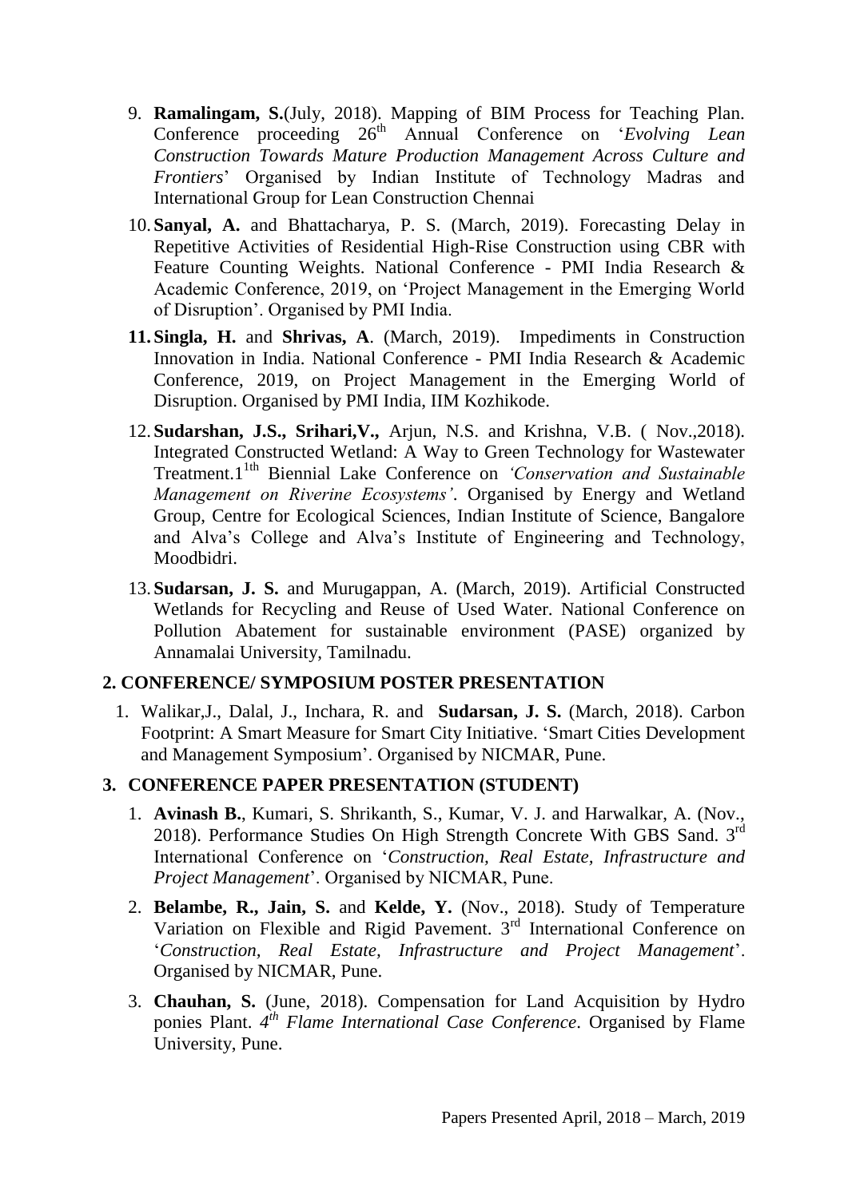9. **Ramalingam, S.**(July, 2018). Mapping of BIM Process for Teaching Plan. Conference proceeding 26th Annual Conference on '*Evolving Lean Construction Towards Mature Production Management Across Culture and Frontiers*' Organised by Indian Institute of Technology Madras and International Group for Lean Construction Chennai

10. **Sanyal, A.** and Bhattacharya, P. S. (March, 2019). Forecasting Delay in Repetitive Activities of Residential High-Rise Construction using CBR with Feature Counting Weights. National Conference - PMI India Research & Academic Conference, 2019, on 'Project Management in the Emerging World of Disruption'. Organised by PMI India.

11. **Singla, H.** and **Shrivas, A**. (March, 2019). Impediments in Construction Innovation in India. National Conference - PMI India Research & Academic Conference, 2019, on Project Management in the Emerging World of Disruption. Organised by PMI India, IIM Kozhikode.

12. **Sudarshan, J.S., Srihari,V.,** Arjun, N.S. and Krishna, V.B. ( Nov.,2018). Integrated Constructed Wetland: A Way to Green Technology for Wastewater Treatment.1lth Biennial Lake Conference on *'Conservation and Sustainable Management on Riverine Ecosystems'*. Organised by Energy and Wetland Group, Centre for Ecological Sciences, Indian Institute of Science, Bangalore and Alva's College and Alva's Institute of Engineering and Technology, Moodbidri.

13. **Sudarsan, J. S.** and Murugappan, A. (March, 2019). Artificial Constructed Wetlands for Recycling and Reuse of Used Water. National Conference on Pollution Abatement for sustainable environment (PASE) organized by Annamalai University, Tamilnadu.

## 2. CONFERENCE/ SYMPOSIUM POSTER PRESENTATION

1. Walikar,J., Dalal, J., Inchara, R. and **Sudarsan, J. S.** (March, 2018). Carbon Footprint: A Smart Measure for Smart City Initiative. 'Smart Cities Development and Management Symposium'. Organised by NICMAR, Pune.

## 3. CONFERENCE PAPER PRESENTATION (STUDENT)

1. **Avinash B.**, Kumari, S. Shrikanth, S., Kumar, V. J. and Harwalkar, A. (Nov., 2018). Performance Studies On High Strength Concrete With GBS Sand. 3rd International Conference on '*Construction, Real Estate, Infrastructure and Project Management*'. Organised by NICMAR, Pune.

2. **Belambe, R., Jain, S.** and **Kelde, Y.** (Nov., 2018). Study of Temperature Variation on Flexible and Rigid Pavement. 3rd International Conference on '*Construction, Real Estate, Infrastructure and Project Management*'. Organised by NICMAR, Pune.

3. **Chauhan, S.** (June, 2018). Compensation for Land Acquisition by Hydro ponies Plant. *4th Flame International Case Conference*. Organised by Flame University, Pune.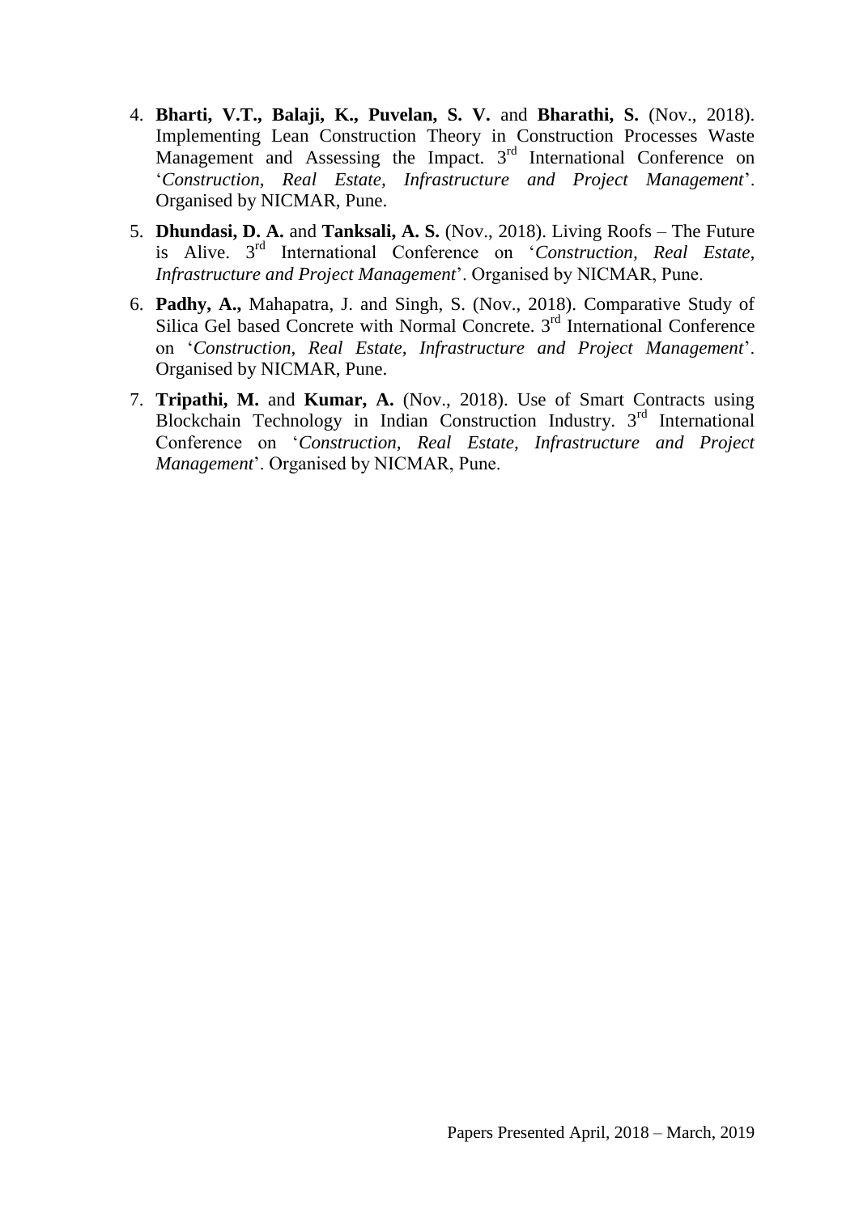4. **Bharti, V.T., Balaji, K., Puvelan, S. V.** and **Bharathi, S.** (Nov., 2018). Implementing Lean Construction Theory in Construction Processes Waste Management and Assessing the Impact. 3rd International Conference on '*Construction, Real Estate, Infrastructure and Project Management*'. Organised by NICMAR, Pune.

5. **Dhundasi, D. A.** and **Tanksali, A. S.** (Nov., 2018). Living Roofs – The Future is Alive. 3rd International Conference on '*Construction, Real Estate, Infrastructure and Project Management*'. Organised by NICMAR, Pune.

6. **Padhy, A.,** Mahapatra, J. and Singh, S. (Nov., 2018). Comparative Study of Silica Gel based Concrete with Normal Concrete. 3rd International Conference on '*Construction, Real Estate, Infrastructure and Project Management*'. Organised by NICMAR, Pune.

7. **Tripathi, M.** and **Kumar, A.** (Nov., 2018). Use of Smart Contracts using Blockchain Technology in Indian Construction Industry. 3rd International Conference on '*Construction, Real Estate, Infrastructure and Project Management*'. Organised by NICMAR, Pune.